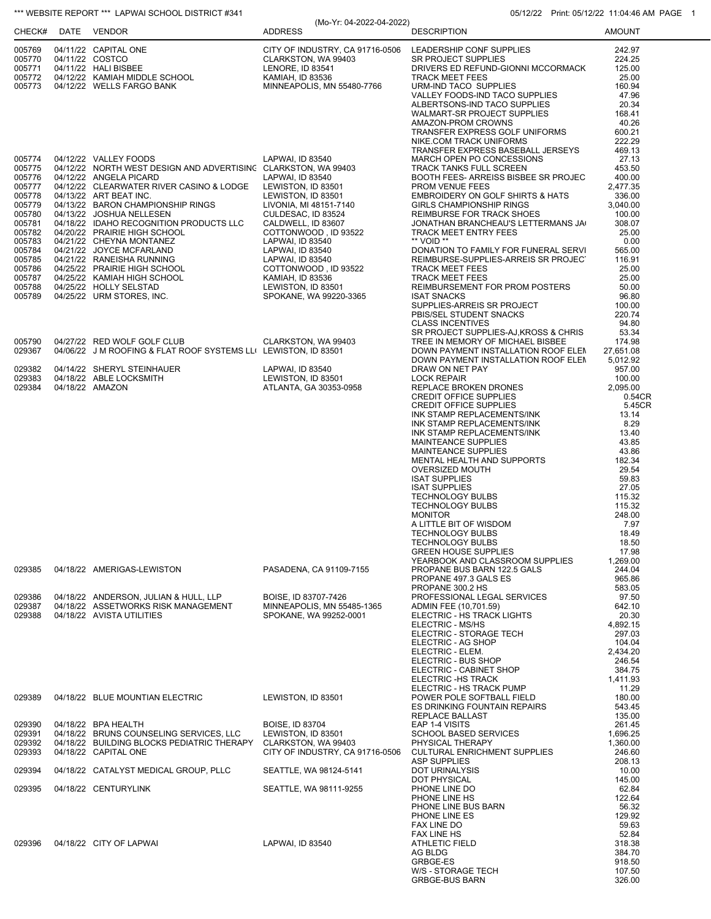*** WEBSITE REPORT *** LAPWAI SCHOOL DISTRICT #341

(Mo-Yr: 04-2022-04-2022)

05/12/22 Print: 05/12/22 11:04:46 AM PAGE 1

| CHECK# | DATE | VENDOR | ADDRESS | DESCRIPTION | AMOUNT |
|---|---|---|---|---|---|
| 005769 | 04/11/22 | CAPITAL ONE | CITY OF INDUSTRY, CA 91716-0506 | LEADERSHIP CONF SUPPLIES | 242.97 |
| 005770 | 04/11/22 | COSTCO | CLARKSTON, WA 99403 | SR PROJECT SUPPLIES | 224.25 |
| 005771 | 04/11/22 | HALI BISBEE | LENORE, ID 83541 | DRIVERS ED REFUND-GIONNI MCCORMACK | 125.00 |
| 005772 | 04/12/22 | KAMIAH MIDDLE SCHOOL | KAMIAH, ID 83536 | TRACK MEET FEES | 25.00 |
| 005773 | 04/12/22 | WELLS FARGO BANK | MINNEAPOLIS, MN 55480-7766 | URM-IND TACO SUPPLIES | 160.94 |
| | | | | VALLEY FOODS-IND TACO SUPPLIES | 47.96 |
| | | | | ALBERTSONS-IND TACO SUPPLIES | 20.34 |
| | | | | WALMART-SR PROJECT SUPPLIES | 168.41 |
| | | | | AMAZON-PROM CROWNS | 40.26 |
| | | | | TRANSFER EXPRESS GOLF UNIFORMS | 600.21 |
| | | | | NIKE.COM TRACK UNIFORMS | 222.29 |
| | | | | TRANSFER EXPRESS BASEBALL JERSEYS | 469.13 |
| 005774 | 04/12/22 | VALLEY FOODS | LAPWAI, ID 83540 | MARCH OPEN PO CONCESSIONS | 27.13 |
| 005775 | 04/12/22 | NORTH WEST DESIGN AND ADVERTISING | CLARKSTON, WA 99403 | TRACK TANKS FULL SCREEN | 453.50 |
| 005776 | 04/12/22 | ANGELA PICARD | LAPWAI, ID 83540 | BOOTH FEES- ARREISS BISBEE SR PROJEC | 400.00 |
| 005777 | 04/12/22 | CLEARWATER RIVER CASINO & LODGE | LEWISTON, ID 83501 | PROM VENUE FEES | 2,477.35 |
| 005778 | 04/13/22 | ART BEAT INC. | LEWISTON, ID 83501 | EMBROIDERY ON GOLF SHIRTS & HATS | 336.00 |
| 005779 | 04/13/22 | BARON CHAMPIONSHIP RINGS | LIVONIA, MI 48151-7140 | GIRLS CHAMPIONSHIP RINGS | 3,040.00 |
| 005780 | 04/13/22 | JOSHUA NELLESEN | CULDESAC, ID 83524 | REIMBURSE FOR TRACK SHOES | 100.00 |
| 005781 | 04/18/22 | IDAHO RECOGNITION PRODUCTS LLC | CALDWELL, ID 83607 | JONATHAN BRANCHEAU'S LETTERMANS JA | 308.07 |
| 005782 | 04/20/22 | PRAIRIE HIGH SCHOOL | COTTONWOOD , ID 93522 | TRACK MEET ENTRY FEES | 25.00 |
| 005783 | 04/21/22 | CHEYNA MONTANEZ | LAPWAI, ID 83540 | ** VOID ** | 0.00 |
| 005784 | 04/21/22 | JOYCE MCFARLAND | LAPWAI, ID 83540 | DONATION TO FAMILY FOR FUNERAL SERVI | 565.00 |
| 005785 | 04/21/22 | RANEISHA RUNNING | LAPWAI, ID 83540 | REIMBURSE-SUPPLIES-ARREIS SR PROJEC | 116.91 |
| 005786 | 04/25/22 | PRAIRIE HIGH SCHOOL | COTTONWOOD , ID 93522 | TRACK MEET FEES | 25.00 |
| 005787 | 04/25/22 | KAMIAH HIGH SCHOOL | KAMIAH, ID 83536 | TRACK MEET FEES | 25.00 |
| 005788 | 04/25/22 | HOLLY SELSTAD | LEWISTON, ID 83501 | REIMBURSEMENT FOR PROM POSTERS | 50.00 |
| 005789 | 04/25/22 | URM STORES, INC. | SPOKANE, WA 99220-3365 | ISAT SNACKS | 96.80 |
| | | | | SUPPLIES-ARREIS SR PROJECT | 100.00 |
| | | | | PBIS/SEL STUDENT SNACKS | 220.74 |
| | | | | CLASS INCENTIVES | 94.80 |
| | | | | SR PROJECT SUPPLIES-AJ,KROSS & CHRIS | 53.34 |
| 005790 | 04/27/22 | RED WOLF GOLF CLUB | CLARKSTON, WA 99403 | TREE IN MEMORY OF MICHAEL BISBEE | 174.98 |
| 029367 | 04/06/22 | J M ROOFING & FLAT ROOF SYSTEMS LL | LEWISTON, ID 83501 | DOWN PAYMENT INSTALLATION ROOF ELEN | 27,651.08 |
| | | | | DOWN PAYMENT INSTALLATION ROOF ELEN | 5,012.92 |
| 029382 | 04/14/22 | SHERYL STEINHAUER | LAPWAI, ID 83540 | DRAW ON NET PAY | 957.00 |
| 029383 | 04/18/22 | ABLE LOCKSMITH | LEWISTON, ID 83501 | LOCK REPAIR | 100.00 |
| 029384 | 04/18/22 | AMAZON | ATLANTA, GA 30353-0958 | REPLACE BROKEN DRONES | 2,095.00 |
| | | | | CREDIT OFFICE SUPPLIES | 0.54CR |
| | | | | CREDIT OFFICE SUPPLIES | 5.45CR |
| | | | | INK STAMP REPLACEMENTS/INK | 13.14 |
| | | | | INK STAMP REPLACEMENTS/INK | 8.29 |
| | | | | INK STAMP REPLACEMENTS/INK | 13.40 |
| | | | | MAINTEANCE SUPPLIES | 43.85 |
| | | | | MAINTEANCE SUPPLIES | 43.86 |
| | | | | MENTAL HEALTH AND SUPPORTS | 182.34 |
| | | | | OVERSIZED MOUTH | 29.54 |
| | | | | ISAT SUPPLIES | 59.83 |
| | | | | ISAT SUPPLIES | 27.05 |
| | | | | TECHNOLOGY BULBS | 115.32 |
| | | | | TECHNOLOGY BULBS | 115.32 |
| | | | | MONITOR | 248.00 |
| | | | | A LITTLE BIT OF WISDOM | 7.97 |
| | | | | TECHNOLOGY BULBS | 18.49 |
| | | | | TECHNOLOGY BULBS | 18.50 |
| | | | | GREEN HOUSE SUPPLIES | 17.98 |
| | | | | YEARBOOK AND CLASSROOM SUPPLIES | 1,269.00 |
| 029385 | 04/18/22 | AMERIGAS-LEWISTON | PASADENA, CA 91109-7155 | PROPANE BUS BARN 122.5 GALS | 244.04 |
| | | | | PROPANE 497.3 GALS ES | 965.86 |
| | | | | PROPANE 300.2 HS | 583.05 |
| 029386 | 04/18/22 | ANDERSON, JULIAN & HULL, LLP | BOISE, ID 83707-7426 | PROFESSIONAL LEGAL SERVICES | 97.50 |
| 029387 | 04/18/22 | ASSETWORKS RISK MANAGEMENT | MINNEAPOLIS, MN 55485-1365 | ADMIN FEE (10,701.59) | 642.10 |
| 029388 | 04/18/22 | AVISTA UTILITIES | SPOKANE, WA 99252-0001 | ELECTRIC - HS TRACK LIGHTS | 20.30 |
| | | | | ELECTRIC - MS/HS | 4,892.15 |
| | | | | ELECTRIC - STORAGE TECH | 297.03 |
| | | | | ELECTRIC - AG SHOP | 104.04 |
| | | | | ELECTRIC - ELEM. | 2,434.20 |
| | | | | ELECTRIC - BUS SHOP | 246.54 |
| | | | | ELECTRIC - CABINET SHOP | 384.75 |
| | | | | ELECTRIC -HS TRACK | 1,411.93 |
| | | | | ELECTRIC - HS TRACK PUMP | 11.29 |
| 029389 | 04/18/22 | BLUE MOUNTIAN ELECTRIC | LEWISTON, ID 83501 | POWER POLE SOFTBALL FIELD | 180.00 |
| | | | | ES DRINKING FOUNTAIN REPAIRS | 543.45 |
| | | | | REPLACE BALLAST | 135.00 |
| 029390 | 04/18/22 | BPA HEALTH | BOISE, ID 83704 | EAP 1-4 VISITS | 261.45 |
| 029391 | 04/18/22 | BRUNS COUNSELING SERVICES, LLC | LEWISTON, ID 83501 | SCHOOL BASED SERVICES | 1,696.25 |
| 029392 | 04/18/22 | BUILDING BLOCKS PEDIATRIC THERAPY | CLARKSTON, WA 99403 | PHYSICAL THERAPY | 1,360.00 |
| 029393 | 04/18/22 | CAPITAL ONE | CITY OF INDUSTRY, CA 91716-0506 | CULTURAL ENRICHMENT SUPPLIES | 246.60 |
| | | | | ASP SUPPLIES | 208.13 |
| 029394 | 04/18/22 | CATALYST MEDICAL GROUP, PLLC | SEATTLE, WA 98124-5141 | DOT URINALYSIS | 10.00 |
| | | | | DOT PHYSICAL | 145.00 |
| 029395 | 04/18/22 | CENTURYLINK | SEATTLE, WA 98111-9255 | PHONE LINE DO | 62.84 |
| | | | | PHONE LINE HS | 122.64 |
| | | | | PHONE LINE BUS BARN | 56.32 |
| | | | | PHONE LINE ES | 129.92 |
| | | | | FAX LINE DO | 59.63 |
| | | | | FAX LINE HS | 52.84 |
| 029396 | 04/18/22 | CITY OF LAPWAI | LAPWAI, ID 83540 | ATHLETIC FIELD | 318.38 |
| | | | | AG BLDG | 384.70 |
| | | | | GRBGE-ES | 918.50 |
| | | | | W/S - STORAGE TECH | 107.50 |
| | | | | GRBGE-BUS BARN | 326.00 |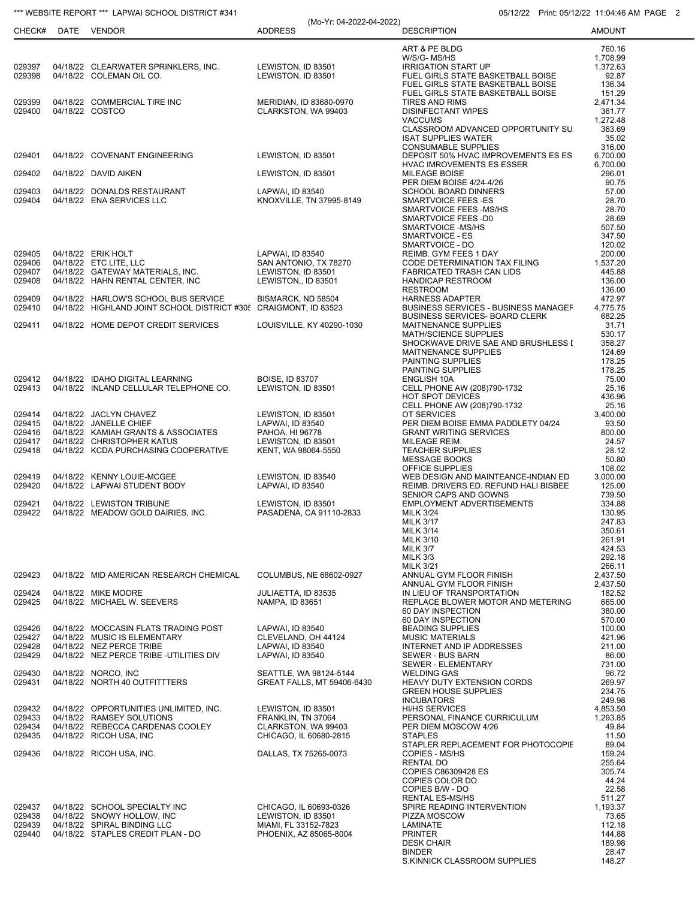| CHECK# | DATE | VENDOR | ADDRESS | DESCRIPTION | AMOUNT |
|---|---|---|---|---|---|
| | | | | ART & PE BLDG | 760.16 |
| | | | | W/S/G- MS/HS | 1,708.99 |
| 029397 | 04/18/22 | CLEARWATER SPRINKLERS, INC. | LEWISTON, ID 83501 | IRRIGATION START UP | 1,372.63 |
| 029398 | 04/18/22 | COLEMAN OIL CO. | LEWISTON, ID 83501 | FUEL GIRLS STATE BASKETBALL BOISE | 92.87 |
| | | | | FUEL GIRLS STATE BASKETBALL BOISE | 136.34 |
| | | | | FUEL GIRLS STATE BASKETBALL BOISE | 151.29 |
| 029399 | 04/18/22 | COMMERCIAL TIRE INC | MERIDIAN, ID 83680-0970 | TIRES AND RIMS | 2,471.34 |
| 029400 | 04/18/22 | COSTCO | CLARKSTON, WA 99403 | DISINFECTANT WIPES | 361.77 |
| | | | | VACCUMS | 1,272.48 |
| | | | | CLASSROOM ADVANCED OPPORTUNITY SU | 363.69 |
| | | | | ISAT SUPPLIES WATER | 35.02 |
| | | | | CONSUMABLE SUPPLIES | 316.00 |
| 029401 | 04/18/22 | COVENANT ENGINEERING | LEWISTON, ID 83501 | DEPOSIT 50% HVAC IMPROVEMENTS ES ES | 6,700.00 |
| | | | | HVAC IMROVEMENTS ES ESSER | 6,700.00 |
| 029402 | 04/18/22 | DAVID AIKEN | LEWISTON, ID 83501 | MILEAGE BOISE | 296.01 |
| | | | | PER DIEM BOISE 4/24-4/26 | 90.75 |
| 029403 | 04/18/22 | DONALDS RESTAURANT | LAPWAI, ID 83540 | SCHOOL BOARD DINNERS | 57.00 |
| 029404 | 04/18/22 | ENA SERVICES LLC | KNOXVILLE, TN 37995-8149 | SMARTVOICE FEES -ES | 28.70 |
| | | | | SMARTVOICE FEES -MS/HS | 28.70 |
| | | | | SMARTVOICE FEES -D0 | 28.69 |
| | | | | SMARTVOICE -MS/HS | 507.50 |
| | | | | SMARTVOICE - ES | 347.50 |
| | | | | SMARTVOICE - DO | 120.02 |
| 029405 | 04/18/22 | ERIK HOLT | LAPWAI, ID 83540 | REIMB. GYM FEES 1 DAY | 200.00 |
| 029406 | 04/18/22 | ETC LITE, LLC | SAN ANTONIO, TX 78270 | CODE DETERMINATION TAX FILING | 1,537.20 |
| 029407 | 04/18/22 | GATEWAY MATERIALS, INC. | LEWISTON, ID 83501 | FABRICATED TRASH CAN LIDS | 445.88 |
| 029408 | 04/18/22 | HAHN RENTAL CENTER, INC | LEWISTON,, ID 83501 | HANDICAP RESTROOM | 136.00 |
| | | | | RESTROOM | 136.00 |
| 029409 | 04/18/22 | HARLOW'S SCHOOL BUS SERVICE | BISMARCK, ND 58504 | HARNESS ADAPTER | 472.97 |
| 029410 | 04/18/22 | HIGHLAND JOINT SCHOOL DISTRICT #305 | CRAIGMONT, ID 83523 | BUSINESS SERVICES - BUSINESS MANAGEF | 4,775.75 |
| | | | | BUSINESS SERVICES- BOARD CLERK | 682.25 |
| 029411 | 04/18/22 | HOME DEPOT CREDIT SERVICES | LOUISVILLE, KY 40290-1030 | MAITNENANCE SUPPLIES | 31.71 |
| | | | | MATH/SCIENCE SUPPLIES | 530.17 |
| | | | | SHOCKWAVE DRIVE SAE AND BRUSHLESS I | 358.27 |
| | | | | MAITNENANCE SUPPLIES | 124.69 |
| | | | | PAINTING SUPPLIES | 178.25 |
| | | | | PAINTING SUPPLIES | 178.25 |
| 029412 | 04/18/22 | IDAHO DIGITAL LEARNING | BOISE, ID 83707 | ENGLISH 10A | 75.00 |
| 029413 | 04/18/22 | INLAND CELLULAR TELEPHONE CO. | LEWISTON, ID 83501 | CELL PHONE AW (208)790-1732 | 25.16 |
| | | | | HOT SPOT DEVICES | 436.96 |
| | | | | CELL PHONE AW (208)790-1732 | 25.16 |
| 029414 | 04/18/22 | JACLYN CHAVEZ | LEWISTON, ID 83501 | OT SERVICES | 3,400.00 |
| 029415 | 04/18/22 | JANELLE CHIEF | LAPWAI, ID 83540 | PER DIEM BOISE EMMA PADDLETY 04/24 | 93.50 |
| 029416 | 04/18/22 | KAMIAH GRANTS & ASSOCIATES | PAHOA, HI 96778 | GRANT WRITING SERVICES | 800.00 |
| 029417 | 04/18/22 | CHRISTOPHER KATUS | LEWISTON, ID 83501 | MILEAGE REIM. | 24.57 |
| 029418 | 04/18/22 | KCDA PURCHASING COOPERATIVE | KENT, WA 98064-5550 | TEACHER SUPPLIES | 28.12 |
| | | | | MESSAGE BOOKS | 50.80 |
| | | | | OFFICE SUPPLIES | 108.02 |
| 029419 | 04/18/22 | KENNY LOUIE-MCGEE | LEWISTON, ID 83540 | WEB DESIGN AND MAINTEANCE-INDIAN ED | 3,000.00 |
| 029420 | 04/18/22 | LAPWAI STUDENT BODY | LAPWAI, ID 83540 | REIMB. DRIVERS ED. REFUND HALI BISBEE | 125.00 |
| | | | | SENIOR CAPS AND GOWNS | 739.50 |
| 029421 | 04/18/22 | LEWISTON TRIBUNE | LEWISTON, ID 83501 | EMPLOYMENT ADVERTISEMENTS | 334.88 |
| 029422 | 04/18/22 | MEADOW GOLD DAIRIES, INC. | PASADENA, CA 91110-2833 | MILK 3/24 | 130.95 |
| | | | | MILK 3/17 | 247.83 |
| | | | | MILK 3/14 | 350.61 |
| | | | | MILK 3/10 | 261.91 |
| | | | | MILK 3/7 | 424.53 |
| | | | | MILK 3/3 | 292.18 |
| | | | | MILK 3/21 | 266.11 |
| 029423 | 04/18/22 | MID AMERICAN RESEARCH CHEMICAL | COLUMBUS, NE 68602-0927 | ANNUAL GYM FLOOR FINISH | 2,437.50 |
| | | | | ANNUAL GYM FLOOR FINISH | 2,437.50 |
| 029424 | 04/18/22 | MIKE MOORE | JULIAETTA, ID 83535 | IN LIEU OF TRANSPORTATION | 182.52 |
| 029425 | 04/18/22 | MICHAEL W. SEEVERS | NAMPA, ID 83651 | REPLACE BLOWER MOTOR AND METERING | 665.00 |
| | | | | 60 DAY INSPECTION | 380.00 |
| | | | | 60 DAY INSPECTION | 570.00 |
| 029426 | 04/18/22 | MOCCASIN FLATS TRADING POST | LAPWAI, ID 83540 | BEADING SUPPLIES | 100.00 |
| 029427 | 04/18/22 | MUSIC IS ELEMENTARY | CLEVELAND, OH 44124 | MUSIC MATERIALS | 421.96 |
| 029428 | 04/18/22 | NEZ PERCE TRIBE | LAPWAI, ID 83540 | INTERNET AND IP ADDRESSES | 211.00 |
| 029429 | 04/18/22 | NEZ PERCE TRIBE -UTILITIES DIV | LAPWAI, ID 83540 | SEWER - BUS BARN | 86.00 |
| | | | | SEWER - ELEMENTARY | 731.00 |
| 029430 | 04/18/22 | NORCO, INC | SEATTLE, WA 98124-5144 | WELDING GAS | 96.72 |
| 029431 | 04/18/22 | NORTH 40 OUTFITTTERS | GREAT FALLS, MT 59406-6430 | HEAVY DUTY EXTENSION CORDS | 269.97 |
| | | | | GREEN HOUSE SUPPLIES | 234.75 |
| | | | | INCUBATORS | 249.98 |
| 029432 | 04/18/22 | OPPORTUNITIES UNLIMITED, INC. | LEWISTON, ID 83501 | HI/HS SERVICES | 4,853.50 |
| 029433 | 04/18/22 | RAMSEY SOLUTIONS | FRANKLIN, TN 37064 | PERSONAL FINANCE CURRICULUM | 1,293.85 |
| 029434 | 04/18/22 | REBECCA CARDENAS COOLEY | CLARKSTON, WA 99403 | PER DIEM MOSCOW 4/26 | 49.84 |
| 029435 | 04/18/22 | RICOH USA, INC | CHICAGO, IL 60680-2815 | STAPLES | 11.50 |
| | | | | STAPLER REPLACEMENT FOR PHOTOCOPIE | 89.04 |
| 029436 | 04/18/22 | RICOH USA, INC. | DALLAS, TX 75265-0073 | COPIES - MS/HS | 159.24 |
| | | | | RENTAL DO | 255.64 |
| | | | | COPIES C86309428 ES | 305.74 |
| | | | | COPIES COLOR DO | 44.24 |
| | | | | COPIES B/W - DO | 22.58 |
| | | | | RENTAL ES-MS/HS | 511.27 |
| 029437 | 04/18/22 | SCHOOL SPECIALTY INC | CHICAGO, IL 60693-0326 | SPIRE READING INTERVENTION | 1,193.37 |
| 029438 | 04/18/22 | SNOWY HOLLOW, INC | LEWISTON, ID 83501 | PIZZA MOSCOW | 73.65 |
| 029439 | 04/18/22 | SPIRAL BINDING LLC | MIAMI, FL 33152-7823 | LAMINATE | 112.18 |
| 029440 | 04/18/22 | STAPLES CREDIT PLAN - DO | PHOENIX, AZ 85065-8004 | PRINTER | 144.88 |
| | | | | DESK CHAIR | 189.98 |
| | | | | BINDER | 28.47 |
| | | | | S.KINNICK CLASSROOM SUPPLIES | 148.27 |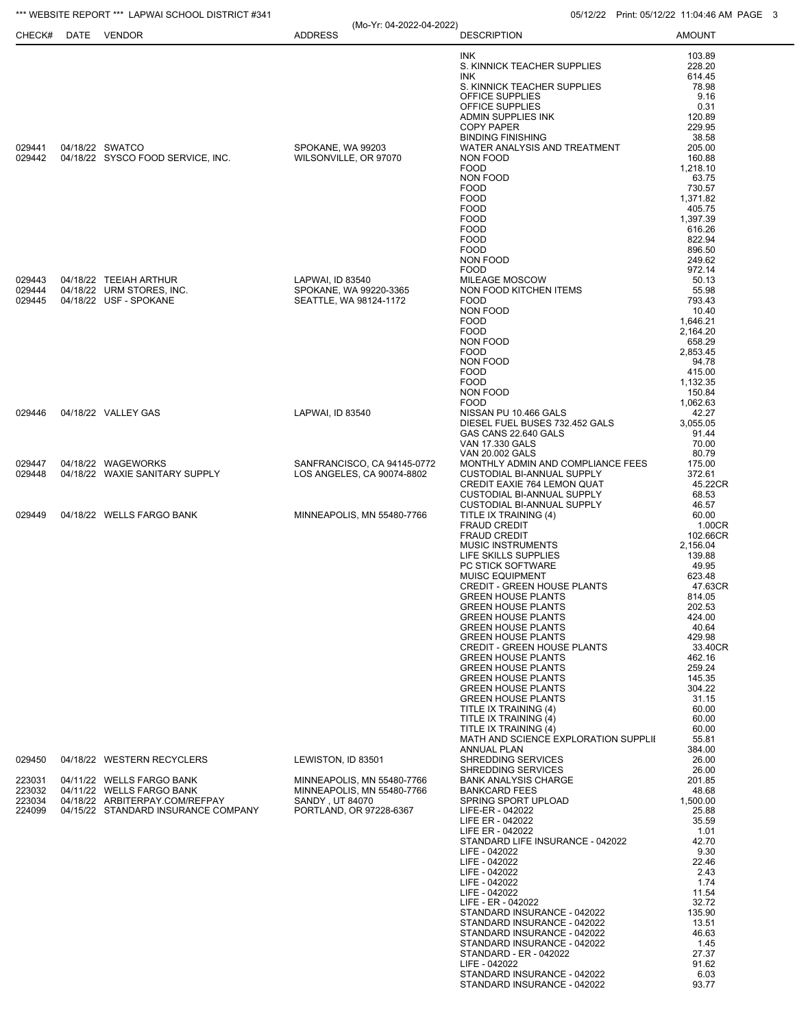| CHECK# | DATE | VENDOR | ADDRESS | DESCRIPTION | AMOUNT |
|---|---|---|---|---|---|
| | | | | INK | 103.89 |
| | | | | S. KINNICK TEACHER SUPPLIES | 228.20 |
| | | | | INK | 614.45 |
| | | | | S. KINNICK TEACHER SUPPLIES | 78.98 |
| | | | | OFFICE SUPPLIES | 9.16 |
| | | | | OFFICE SUPPLIES | 0.31 |
| | | | | ADMIN SUPPLIES INK | 120.89 |
| | | | | COPY PAPER | 229.95 |
| | | | | BINDING FINISHING | 38.58 |
| 029441 | 04/18/22 | SWATCO | SPOKANE, WA 99203 | WATER ANALYSIS AND TREATMENT | 205.00 |
| 029442 | 04/18/22 | SYSCO FOOD SERVICE, INC. | WILSONVILLE, OR 97070 | NON FOOD | 160.88 |
| | | | | FOOD | 1,218.10 |
| | | | | NON FOOD | 63.75 |
| | | | | FOOD | 730.57 |
| | | | | FOOD | 1,371.82 |
| | | | | FOOD | 405.75 |
| | | | | FOOD | 1,397.39 |
| | | | | FOOD | 616.26 |
| | | | | FOOD | 822.94 |
| | | | | FOOD | 896.50 |
| | | | | NON FOOD | 249.62 |
| | | | | FOOD | 972.14 |
| 029443 | 04/18/22 | TEEIAH ARTHUR | LAPWAI, ID 83540 | MILEAGE MOSCOW | 50.13 |
| 029444 | 04/18/22 | URM STORES, INC. | SPOKANE, WA 99220-3365 | NON FOOD KITCHEN ITEMS | 55.98 |
| 029445 | 04/18/22 | USF - SPOKANE | SEATTLE, WA 98124-1172 | FOOD | 793.43 |
| | | | | NON FOOD | 10.40 |
| | | | | FOOD | 1,646.21 |
| | | | | FOOD | 2,164.20 |
| | | | | NON FOOD | 658.29 |
| | | | | FOOD | 2,853.45 |
| | | | | NON FOOD | 94.78 |
| | | | | FOOD | 415.00 |
| | | | | FOOD | 1,132.35 |
| | | | | NON FOOD | 150.84 |
| | | | | FOOD | 1,062.63 |
| 029446 | 04/18/22 | VALLEY GAS | LAPWAI, ID 83540 | NISSAN PU 10.466 GALS | 42.27 |
| | | | | DIESEL FUEL BUSES 732.452 GALS | 3,055.05 |
| | | | | GAS CANS 22.640 GALS | 91.44 |
| | | | | VAN 17.330 GALS | 70.00 |
| | | | | VAN 20.002 GALS | 80.79 |
| 029447 | 04/18/22 | WAGEWORKS | SANFRANCISCO, CA 94145-0772 | MONTHLY ADMIN AND COMPLIANCE FEES | 175.00 |
| 029448 | 04/18/22 | WAXIE SANITARY SUPPLY | LOS ANGELES, CA 90074-8802 | CUSTODIAL BI-ANNUAL SUPPLY | 372.61 |
| | | | | CREDIT EAXIE 764 LEMON QUAT | 45.22CR |
| | | | | CUSTODIAL BI-ANNUAL SUPPLY | 68.53 |
| | | | | CUSTODIAL BI-ANNUAL SUPPLY | 46.57 |
| 029449 | 04/18/22 | WELLS FARGO BANK | MINNEAPOLIS, MN 55480-7766 | TITLE IX TRAINING (4) | 60.00 |
| | | | | FRAUD CREDIT | 1.00CR |
| | | | | FRAUD CREDIT | 102.66CR |
| | | | | MUSIC INSTRUMENTS | 2,156.04 |
| | | | | LIFE SKILLS SUPPLIES | 139.88 |
| | | | | PC STICK SOFTWARE | 49.95 |
| | | | | MUISC EQUIPMENT | 623.48 |
| | | | | CREDIT - GREEN HOUSE PLANTS | 47.63CR |
| | | | | GREEN HOUSE PLANTS | 814.05 |
| | | | | GREEN HOUSE PLANTS | 202.53 |
| | | | | GREEN HOUSE PLANTS | 424.00 |
| | | | | GREEN HOUSE PLANTS | 40.64 |
| | | | | GREEN HOUSE PLANTS | 429.98 |
| | | | | CREDIT - GREEN HOUSE PLANTS | 33.40CR |
| | | | | GREEN HOUSE PLANTS | 462.16 |
| | | | | GREEN HOUSE PLANTS | 259.24 |
| | | | | GREEN HOUSE PLANTS | 145.35 |
| | | | | GREEN HOUSE PLANTS | 304.22 |
| | | | | GREEN HOUSE PLANTS | 31.15 |
| | | | | TITLE IX TRAINING (4) | 60.00 |
| | | | | TITLE IX TRAINING (4) | 60.00 |
| | | | | TITLE IX TRAINING (4) | 60.00 |
| | | | | MATH AND SCIENCE EXPLORATION SUPPLII | 55.81 |
| | | | | ANNUAL PLAN | 384.00 |
| 029450 | 04/18/22 | WESTERN RECYCLERS | LEWISTON, ID 83501 | SHREDDING SERVICES | 26.00 |
| | | | | SHREDDING SERVICES | 26.00 |
| 223031 | 04/11/22 | WELLS FARGO BANK | MINNEAPOLIS, MN 55480-7766 | BANK ANALYSIS CHARGE | 201.85 |
| 223032 | 04/11/22 | WELLS FARGO BANK | MINNEAPOLIS, MN 55480-7766 | BANKCARD FEES | 48.68 |
| 223034 | 04/18/22 | ARBITERPAY.COM/REFPAY | SANDY , UT 84070 | SPRING SPORT UPLOAD | 1,500.00 |
| 224099 | 04/15/22 | STANDARD INSURANCE COMPANY | PORTLAND, OR 97228-6367 | LIFE-ER - 042022 | 25.88 |
| | | | | LIFE ER - 042022 | 35.59 |
| | | | | LIFE ER - 042022 | 1.01 |
| | | | | STANDARD LIFE INSURANCE - 042022 | 42.70 |
| | | | | LIFE - 042022 | 9.30 |
| | | | | LIFE - 042022 | 22.46 |
| | | | | LIFE - 042022 | 2.43 |
| | | | | LIFE - 042022 | 1.74 |
| | | | | LIFE - 042022 | 11.54 |
| | | | | LIFE - ER - 042022 | 32.72 |
| | | | | STANDARD INSURANCE - 042022 | 135.90 |
| | | | | STANDARD INSURANCE - 042022 | 13.51 |
| | | | | STANDARD INSURANCE - 042022 | 46.63 |
| | | | | STANDARD INSURANCE - 042022 | 1.45 |
| | | | | STANDARD - ER - 042022 | 27.37 |
| | | | | LIFE - 042022 | 91.62 |
| | | | | STANDARD INSURANCE - 042022 | 6.03 |
| | | | | STANDARD INSURANCE - 042022 | 93.77 |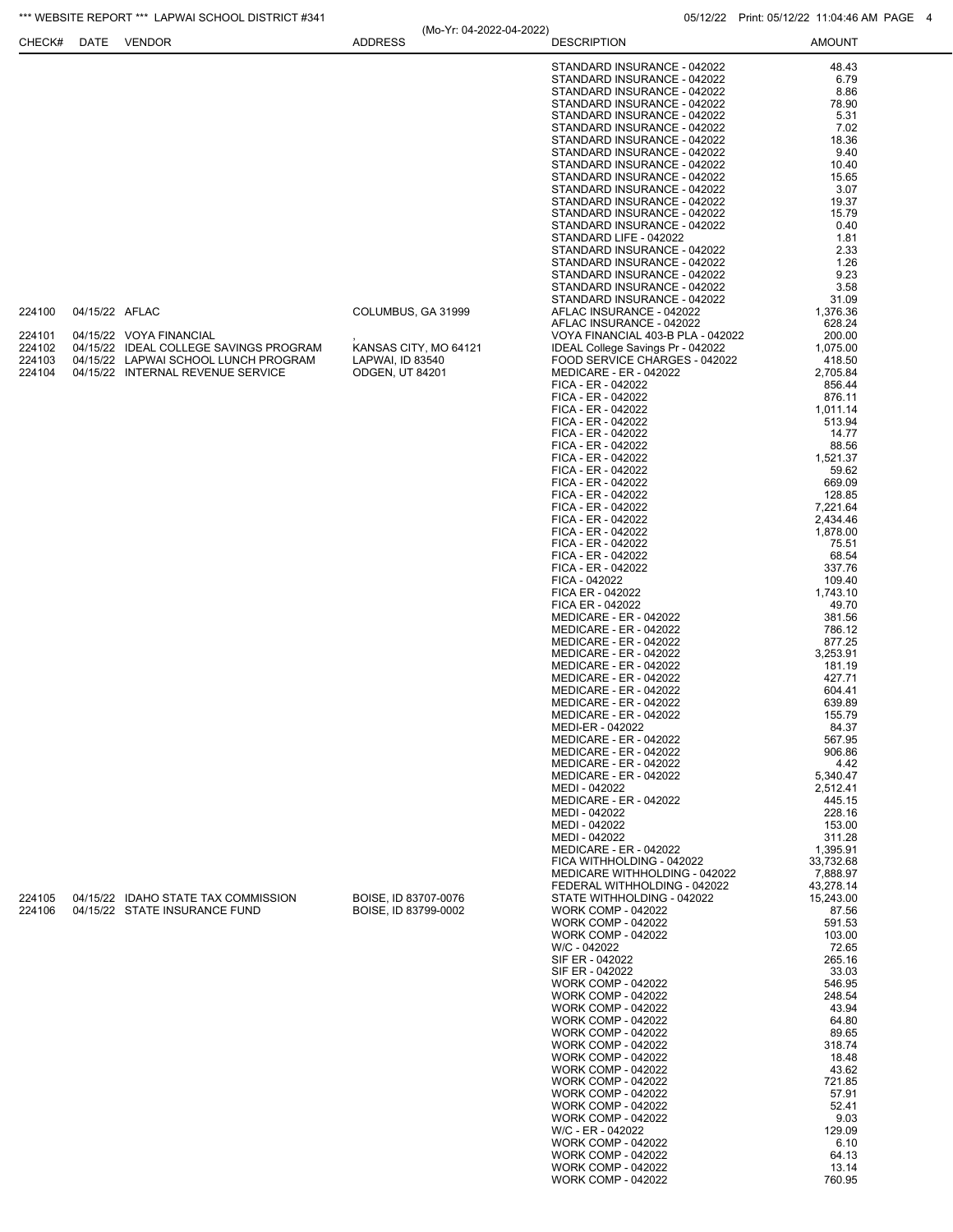*** WEBSITE REPORT *** LAPWAI SCHOOL DISTRICT #341

(Mo-Yr: 04-2022-04-2022)

05/12/22 Print: 05/12/22 11:04:46 AM PAGE 4

| CHECK# | DATE | VENDOR | ADDRESS | DESCRIPTION | AMOUNT |
|---|---|---|---|---|---|
| | | | | STANDARD INSURANCE - 042022 | 48.43 |
| | | | | STANDARD INSURANCE - 042022 | 6.79 |
| | | | | STANDARD INSURANCE - 042022 | 8.86 |
| | | | | STANDARD INSURANCE - 042022 | 78.90 |
| | | | | STANDARD INSURANCE - 042022 | 5.31 |
| | | | | STANDARD INSURANCE - 042022 | 7.02 |
| | | | | STANDARD INSURANCE - 042022 | 18.36 |
| | | | | STANDARD INSURANCE - 042022 | 9.40 |
| | | | | STANDARD INSURANCE - 042022 | 10.40 |
| | | | | STANDARD INSURANCE - 042022 | 15.65 |
| | | | | STANDARD INSURANCE - 042022 | 3.07 |
| | | | | STANDARD INSURANCE - 042022 | 19.37 |
| | | | | STANDARD INSURANCE - 042022 | 15.79 |
| | | | | STANDARD INSURANCE - 042022 | 0.40 |
| | | | | STANDARD LIFE - 042022 | 1.81 |
| | | | | STANDARD INSURANCE - 042022 | 2.33 |
| | | | | STANDARD INSURANCE - 042022 | 1.26 |
| | | | | STANDARD INSURANCE - 042022 | 9.23 |
| | | | | STANDARD INSURANCE - 042022 | 3.58 |
| | | | | STANDARD INSURANCE - 042022 | 31.09 |
| 224100 | 04/15/22 | AFLAC | COLUMBUS, GA 31999 | AFLAC INSURANCE - 042022 | 1,376.36 |
| | | | | AFLAC INSURANCE - 042022 | 628.24 |
| 224101 | 04/15/22 | VOYA FINANCIAL | , | VOYA FINANCIAL 403-B PLA - 042022 | 200.00 |
| 224102 | 04/15/22 | IDEAL COLLEGE SAVINGS PROGRAM | KANSAS CITY, MO 64121 | IDEAL College Savings Pr - 042022 | 1,075.00 |
| 224103 | 04/15/22 | LAPWAI SCHOOL LUNCH PROGRAM | LAPWAI, ID 83540 | FOOD SERVICE CHARGES - 042022 | 418.50 |
| 224104 | 04/15/22 | INTERNAL REVENUE SERVICE | ODGEN, UT 84201 | MEDICARE - ER - 042022 | 2,705.84 |
| | | | | FICA - ER - 042022 | 856.44 |
| | | | | FICA - ER - 042022 | 876.11 |
| | | | | FICA - ER - 042022 | 1,011.14 |
| | | | | FICA - ER - 042022 | 513.94 |
| | | | | FICA - ER - 042022 | 14.77 |
| | | | | FICA - ER - 042022 | 88.56 |
| | | | | FICA - ER - 042022 | 1,521.37 |
| | | | | FICA - ER - 042022 | 59.62 |
| | | | | FICA - ER - 042022 | 669.09 |
| | | | | FICA - ER - 042022 | 128.85 |
| | | | | FICA - ER - 042022 | 7,221.64 |
| | | | | FICA - ER - 042022 | 2,434.46 |
| | | | | FICA - ER - 042022 | 1,878.00 |
| | | | | FICA - ER - 042022 | 75.51 |
| | | | | FICA - ER - 042022 | 68.54 |
| | | | | FICA - ER - 042022 | 337.76 |
| | | | | FICA - 042022 | 109.40 |
| | | | | FICA ER - 042022 | 1,743.10 |
| | | | | FICA ER - 042022 | 49.70 |
| | | | | MEDICARE - ER - 042022 | 381.56 |
| | | | | MEDICARE - ER - 042022 | 786.12 |
| | | | | MEDICARE - ER - 042022 | 877.25 |
| | | | | MEDICARE - ER - 042022 | 3,253.91 |
| | | | | MEDICARE - ER - 042022 | 181.19 |
| | | | | MEDICARE - ER - 042022 | 427.71 |
| | | | | MEDICARE - ER - 042022 | 604.41 |
| | | | | MEDICARE - ER - 042022 | 639.89 |
| | | | | MEDICARE - ER - 042022 | 155.79 |
| | | | | MEDI-ER - 042022 | 84.37 |
| | | | | MEDICARE - ER - 042022 | 567.95 |
| | | | | MEDICARE - ER - 042022 | 906.86 |
| | | | | MEDICARE - ER - 042022 | 4.42 |
| | | | | MEDICARE - ER - 042022 | 5,340.47 |
| | | | | MEDI - 042022 | 2,512.41 |
| | | | | MEDICARE - ER - 042022 | 445.15 |
| | | | | MEDI - 042022 | 228.16 |
| | | | | MEDI - 042022 | 153.00 |
| | | | | MEDI - 042022 | 311.28 |
| | | | | MEDICARE - ER - 042022 | 1,395.91 |
| | | | | FICA WITHHOLDING - 042022 | 33,732.68 |
| | | | | MEDICARE WITHHOLDING - 042022 | 7,888.97 |
| | | | | FEDERAL WITHHOLDING - 042022 | 43,278.14 |
| 224105 | 04/15/22 | IDAHO STATE TAX COMMISSION | BOISE, ID 83707-0076 | STATE WITHHOLDING - 042022 | 15,243.00 |
| 224106 | 04/15/22 | STATE INSURANCE FUND | BOISE, ID 83799-0002 | WORK COMP - 042022 | 87.56 |
| | | | | WORK COMP - 042022 | 591.53 |
| | | | | WORK COMP - 042022 | 103.00 |
| | | | | W/C - 042022 | 72.65 |
| | | | | SIF ER - 042022 | 265.16 |
| | | | | SIF ER - 042022 | 33.03 |
| | | | | WORK COMP - 042022 | 546.95 |
| | | | | WORK COMP - 042022 | 248.54 |
| | | | | WORK COMP - 042022 | 43.94 |
| | | | | WORK COMP - 042022 | 64.80 |
| | | | | WORK COMP - 042022 | 89.65 |
| | | | | WORK COMP - 042022 | 318.74 |
| | | | | WORK COMP - 042022 | 18.48 |
| | | | | WORK COMP - 042022 | 43.62 |
| | | | | WORK COMP - 042022 | 721.85 |
| | | | | WORK COMP - 042022 | 57.91 |
| | | | | WORK COMP - 042022 | 52.41 |
| | | | | WORK COMP - 042022 | 9.03 |
| | | | | W/C - ER - 042022 | 129.09 |
| | | | | WORK COMP - 042022 | 6.10 |
| | | | | WORK COMP - 042022 | 64.13 |
| | | | | WORK COMP - 042022 | 13.14 |
| | | | | WORK COMP - 042022 | 760.95 |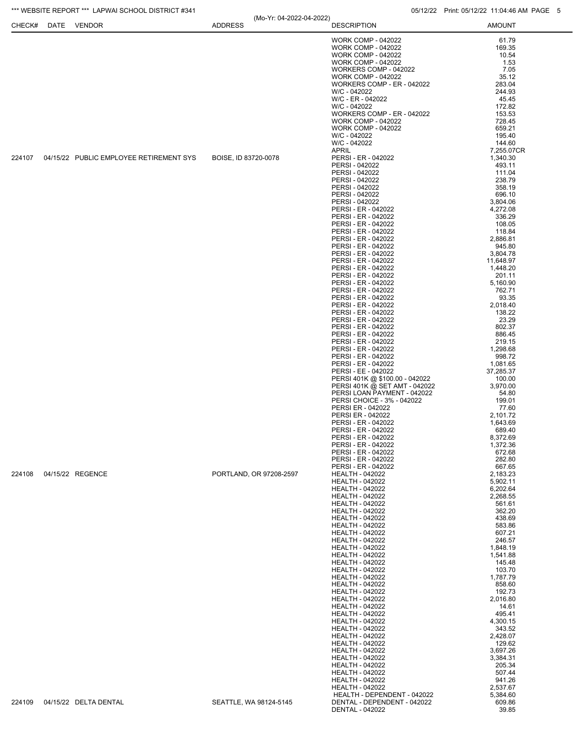| CHECK# | DATE | VENDOR | ADDRESS | DESCRIPTION | AMOUNT |
|---|---|---|---|---|---|
| | | | | WORK COMP - 042022 | 61.79 |
| | | | | WORK COMP - 042022 | 169.35 |
| | | | | WORK COMP - 042022 | 10.54 |
| | | | | WORK COMP - 042022 | 1.53 |
| | | | | WORKERS COMP - 042022 | 7.05 |
| | | | | WORK COMP - 042022 | 35.12 |
| | | | | WORKERS COMP - ER - 042022 | 283.04 |
| | | | | W/C - 042022 | 244.93 |
| | | | | W/C - ER - 042022 | 45.45 |
| | | | | W/C - 042022 | 172.82 |
| | | | | WORKERS COMP - ER - 042022 | 153.53 |
| | | | | WORK COMP - 042022 | 728.45 |
| | | | | WORK COMP - 042022 | 659.21 |
| | | | | W/C - 042022 | 195.40 |
| | | | | W/C - 042022 | 144.60 |
| | | | | APRIL | 7,255.07CR |
| 224107 | 04/15/22 | PUBLIC EMPLOYEE RETIREMENT SYS | BOISE, ID 83720-0078 | PERSI - ER - 042022 | 1,340.30 |
| | | | | PERSI - 042022 | 493.11 |
| | | | | PERSI - 042022 | 111.04 |
| | | | | PERSI - 042022 | 238.79 |
| | | | | PERSI - 042022 | 358.19 |
| | | | | PERSI - 042022 | 696.10 |
| | | | | PERSI - 042022 | 3,804.06 |
| | | | | PERSI - ER - 042022 | 4,272.08 |
| | | | | PERSI - ER - 042022 | 336.29 |
| | | | | PERSI - ER - 042022 | 108.05 |
| | | | | PERSI - ER - 042022 | 118.84 |
| | | | | PERSI - ER - 042022 | 2,886.81 |
| | | | | PERSI - ER - 042022 | 945.80 |
| | | | | PERSI - ER - 042022 | 3,804.78 |
| | | | | PERSI - ER - 042022 | 11,648.97 |
| | | | | PERSI - ER - 042022 | 1,448.20 |
| | | | | PERSI - ER - 042022 | 201.11 |
| | | | | PERSI - ER - 042022 | 5,160.90 |
| | | | | PERSI - ER - 042022 | 762.71 |
| | | | | PERSI - ER - 042022 | 93.35 |
| | | | | PERSI - ER - 042022 | 2,018.40 |
| | | | | PERSI - ER - 042022 | 138.22 |
| | | | | PERSI - ER - 042022 | 23.29 |
| | | | | PERSI - ER - 042022 | 802.37 |
| | | | | PERSI - ER - 042022 | 886.45 |
| | | | | PERSI - ER - 042022 | 219.15 |
| | | | | PERSI - ER - 042022 | 1,298.68 |
| | | | | PERSI - ER - 042022 | 998.72 |
| | | | | PERSI - ER - 042022 | 1,081.65 |
| | | | | PERSI - EE - 042022 | 37,285.37 |
| | | | | PERSI 401K @ $100.00 - 042022 | 100.00 |
| | | | | PERSI 401K @ SET AMT - 042022 | 3,970.00 |
| | | | | PERSI LOAN PAYMENT - 042022 | 54.80 |
| | | | | PERSI CHOICE - 3% - 042022 | 199.01 |
| | | | | PERSI ER - 042022 | 77.60 |
| | | | | PERSI ER - 042022 | 2,101.72 |
| | | | | PERSI - ER - 042022 | 1,643.69 |
| | | | | PERSI - ER - 042022 | 689.40 |
| | | | | PERSI - ER - 042022 | 8,372.69 |
| | | | | PERSI - ER - 042022 | 1,372.36 |
| | | | | PERSI - ER - 042022 | 672.68 |
| | | | | PERSI - ER - 042022 | 282.80 |
| | | | | PERSI - ER - 042022 | 667.65 |
| 224108 | 04/15/22 | REGENCE | PORTLAND, OR 97208-2597 | HEALTH - 042022 | 2,183.23 |
| | | | | HEALTH - 042022 | 5,902.11 |
| | | | | HEALTH - 042022 | 6,202.64 |
| | | | | HEALTH - 042022 | 2,268.55 |
| | | | | HEALTH - 042022 | 561.61 |
| | | | | HEALTH - 042022 | 362.20 |
| | | | | HEALTH - 042022 | 438.69 |
| | | | | HEALTH - 042022 | 583.86 |
| | | | | HEALTH - 042022 | 607.21 |
| | | | | HEALTH - 042022 | 246.57 |
| | | | | HEALTH - 042022 | 1,848.19 |
| | | | | HEALTH - 042022 | 1,541.88 |
| | | | | HEALTH - 042022 | 145.48 |
| | | | | HEALTH - 042022 | 103.70 |
| | | | | HEALTH - 042022 | 1,787.79 |
| | | | | HEALTH - 042022 | 858.60 |
| | | | | HEALTH - 042022 | 192.73 |
| | | | | HEALTH - 042022 | 2,016.80 |
| | | | | HEALTH - 042022 | 14.61 |
| | | | | HEALTH - 042022 | 495.41 |
| | | | | HEALTH - 042022 | 4,300.15 |
| | | | | HEALTH - 042022 | 343.52 |
| | | | | HEALTH - 042022 | 2,428.07 |
| | | | | HEALTH - 042022 | 129.62 |
| | | | | HEALTH - 042022 | 3,697.26 |
| | | | | HEALTH - 042022 | 3,384.31 |
| | | | | HEALTH - 042022 | 205.34 |
| | | | | HEALTH - 042022 | 507.44 |
| | | | | HEALTH - 042022 | 941.26 |
| | | | | HEALTH - 042022 | 2,537.67 |
| | | | | HEALTH - DEPENDENT - 042022 | 5,384.60 |
| 224109 | 04/15/22 | DELTA DENTAL | SEATTLE, WA 98124-5145 | DENTAL - DEPENDENT - 042022 | 609.86 |
| | | | | DENTAL - 042022 | 39.85 |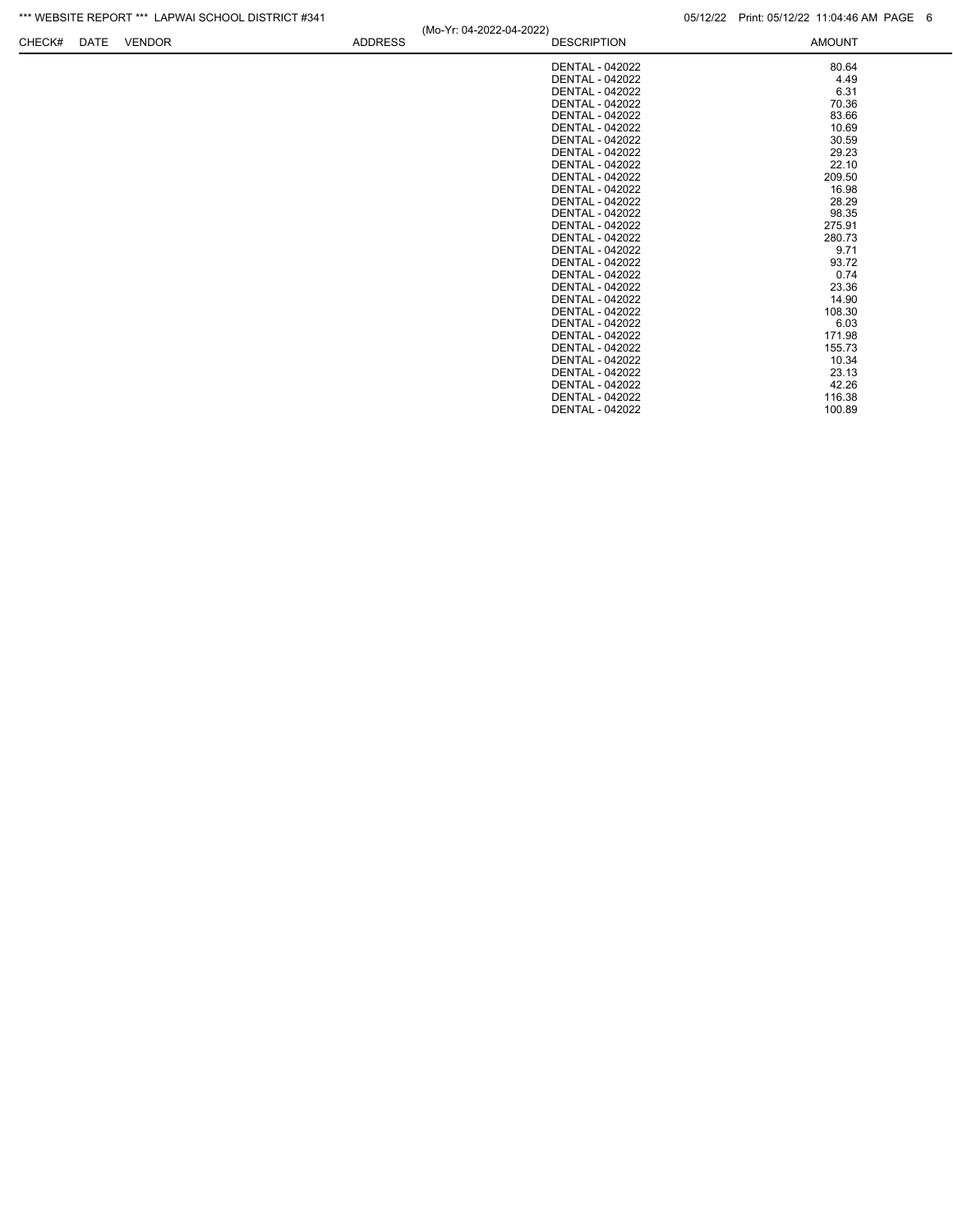| CHECK# | DATE | VENDOR | ADDRESS | DESCRIPTION | AMOUNT |
|---|---|---|---|---|---|
| | | | | DENTAL - 042022 | 80.64 |
| | | | | DENTAL - 042022 | 4.49 |
| | | | | DENTAL - 042022 | 6.31 |
| | | | | DENTAL - 042022 | 70.36 |
| | | | | DENTAL - 042022 | 83.66 |
| | | | | DENTAL - 042022 | 10.69 |
| | | | | DENTAL - 042022 | 30.59 |
| | | | | DENTAL - 042022 | 29.23 |
| | | | | DENTAL - 042022 | 22.10 |
| | | | | DENTAL - 042022 | 209.50 |
| | | | | DENTAL - 042022 | 16.98 |
| | | | | DENTAL - 042022 | 28.29 |
| | | | | DENTAL - 042022 | 98.35 |
| | | | | DENTAL - 042022 | 275.91 |
| | | | | DENTAL - 042022 | 280.73 |
| | | | | DENTAL - 042022 | 9.71 |
| | | | | DENTAL - 042022 | 93.72 |
| | | | | DENTAL - 042022 | 0.74 |
| | | | | DENTAL - 042022 | 23.36 |
| | | | | DENTAL - 042022 | 14.90 |
| | | | | DENTAL - 042022 | 108.30 |
| | | | | DENTAL - 042022 | 6.03 |
| | | | | DENTAL - 042022 | 171.98 |
| | | | | DENTAL - 042022 | 155.73 |
| | | | | DENTAL - 042022 | 10.34 |
| | | | | DENTAL - 042022 | 23.13 |
| | | | | DENTAL - 042022 | 42.26 |
| | | | | DENTAL - 042022 | 116.38 |
| | | | | DENTAL - 042022 | 100.89 |